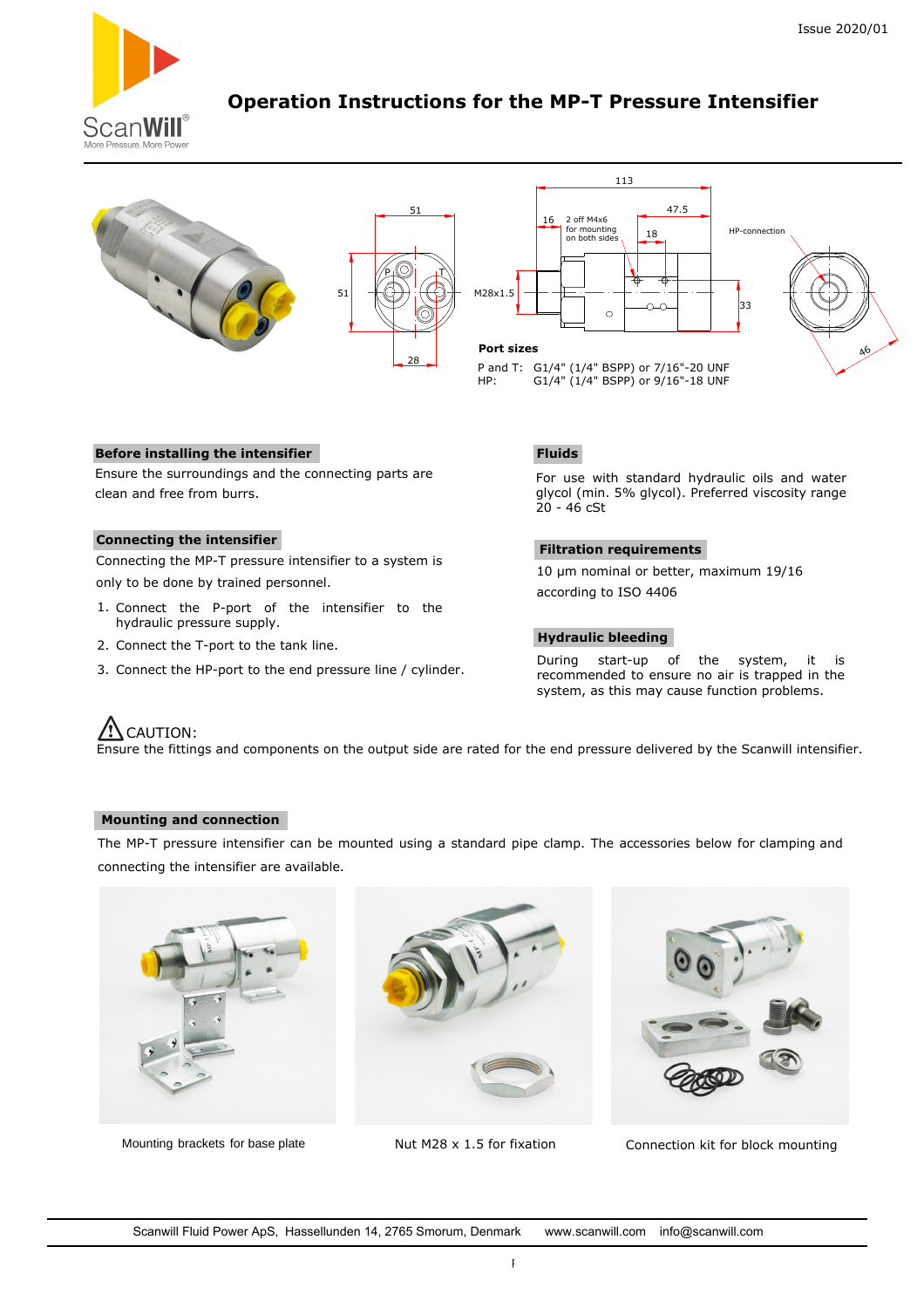# Operation Instructions for the MP-T Pressure Intensifier

Issue 2020/01

**Port sizes**

P and T: G1/4" (1/4" BSPP) or 7/16"-20 UNF
HP: G1/4" (1/4" BSPP) or 9/16"-18 UNF

## Before installing the intensifier

Ensure the surroundings and the connecting parts are clean and free from burrs.

## Connecting the intensifier

Connecting the MP-T pressure intensifier to a system is only to be done by trained personnel.

1. Connect the P-port of the intensifier to the hydraulic pressure supply.
2. Connect the T-port to the tank line.
3. Connect the HP-port to the end pressure line / cylinder.

## Fluids

For use with standard hydraulic oils and water glycol (min. 5% glycol). Preferred viscosity range 20 - 46 cSt

## Filtration requirements

10 µm nominal or better, maximum 19/16 according to ISO 4406

## Hydraulic bleeding

During start-up of the system, it is recommended to ensure no air is trapped in the system, as this may cause function problems.

⚠ CAUTION:
Ensure the fittings and components on the output side are rated for the end pressure delivered by the Scanwill intensifier.

## Mounting and connection

The MP-T pressure intensifier can be mounted using a standard pipe clamp. The accessories below for clamping and connecting the intensifier are available.

Mounting brackets for base plate

Nut M28 x 1.5 for fixation

Connection kit for block mounting

Scanwill Fluid Power ApS, Hassellunden 14, 2765 Smorum, Denmark www.scanwill.com info@scanwill.com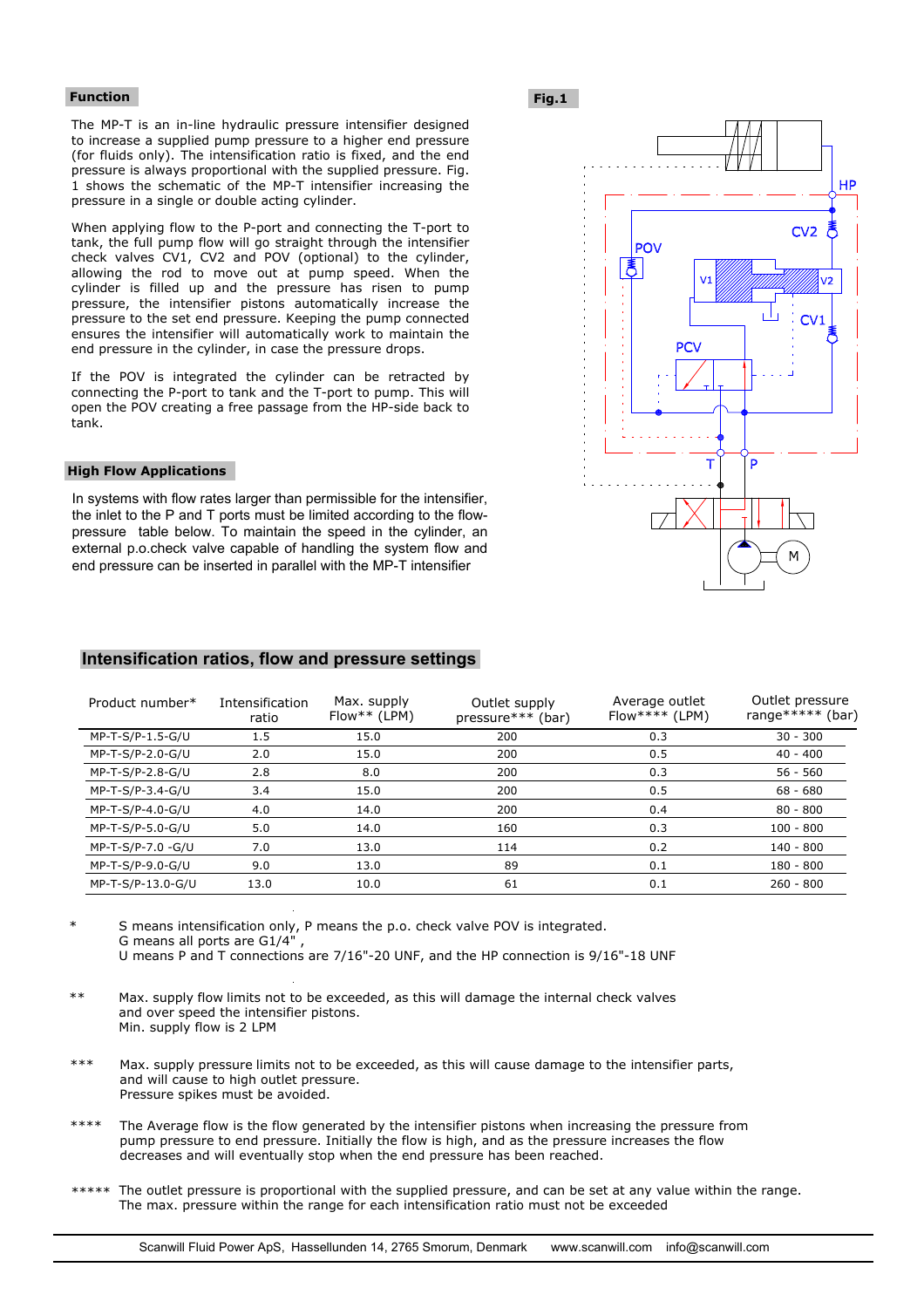## Function

The MP-T is an in-line hydraulic pressure intensifier designed to increase a supplied pump pressure to a higher end pressure (for fluids only). The intensification ratio is fixed, and the end pressure is always proportional with the supplied pressure. Fig. 1 shows the schematic of the MP-T intensifier increasing the pressure in a single or double acting cylinder.

When applying flow to the P-port and connecting the T-port to tank, the full pump flow will go straight through the intensifier check valves CV1, CV2 and POV (optional) to the cylinder, allowing the rod to move out at pump speed. When the cylinder is filled up and the pressure has risen to pump pressure, the intensifier pistons automatically increase the pressure to the set end pressure. Keeping the pump connected ensures the intensifier will automatically work to maintain the end pressure in the cylinder, in case the pressure drops.

If the POV is integrated the cylinder can be retracted by connecting the P-port to tank and the T-port to pump. This will open the POV creating a free passage from the HP-side back to tank.

## High Flow Applications

In systems with flow rates larger than permissible for the intensifier, the inlet to the P and T ports must be limited according to the flow-pressure table below. To maintain the speed in the cylinder, an external p.o.check valve capable of handling the system flow and end pressure can be inserted in parallel with the MP-T intensifier

**Fig.1**

HP
CV2
POV
V1
V2
CV1
PCV
T
P
M

## Intensification ratios, flow and pressure settings

| Product number* | Intensification ratio | Max. supply Flow** (LPM) | Outlet supply pressure*** (bar) | Average outlet Flow**** (LPM) | Outlet pressure range***** (bar) |
|---|---|---|---|---|---|
| MP-T-S/P-1.5-G/U | 1.5 | 15.0 | 200 | 0.3 | 30 - 300 |
| MP-T-S/P-2.0-G/U | 2.0 | 15.0 | 200 | 0.5 | 40 - 400 |
| MP-T-S/P-2.8-G/U | 2.8 | 8.0 | 200 | 0.3 | 56 - 560 |
| MP-T-S/P-3.4-G/U | 3.4 | 15.0 | 200 | 0.5 | 68 - 680 |
| MP-T-S/P-4.0-G/U | 4.0 | 14.0 | 200 | 0.4 | 80 - 800 |
| MP-T-S/P-5.0-G/U | 5.0 | 14.0 | 160 | 0.3 | 100 - 800 |
| MP-T-S/P-7.0 -G/U | 7.0 | 13.0 | 114 | 0.2 | 140 - 800 |
| MP-T-S/P-9.0-G/U | 9.0 | 13.0 | 89 | 0.1 | 180 - 800 |
| MP-T-S/P-13.0-G/U | 13.0 | 10.0 | 61 | 0.1 | 260 - 800 |

\* S means intensification only, P means the p.o. check valve POV is integrated.
G means all ports are G1/4" ,
U means P and T connections are 7/16"-20 UNF, and the HP connection is 9/16"-18 UNF

\*\* Max. supply flow limits not to be exceeded, as this will damage the internal check valves and over speed the intensifier pistons.
Min. supply flow is 2 LPM

\*\*\* Max. supply pressure limits not to be exceeded, as this will cause damage to the intensifier parts, and will cause to high outlet pressure.
Pressure spikes must be avoided.

\*\*\*\* The Average flow is the flow generated by the intensifier pistons when increasing the pressure from pump pressure to end pressure. Initially the flow is high, and as the pressure increases the flow decreases and will eventually stop when the end pressure has been reached.

\*\*\*\*\* The outlet pressure is proportional with the supplied pressure, and can be set at any value within the range. The max. pressure within the range for each intensification ratio must not be exceeded

Scanwill Fluid Power ApS, Hassellunden 14, 2765 Smorum, Denmark www.scanwill.com info@scanwill.com